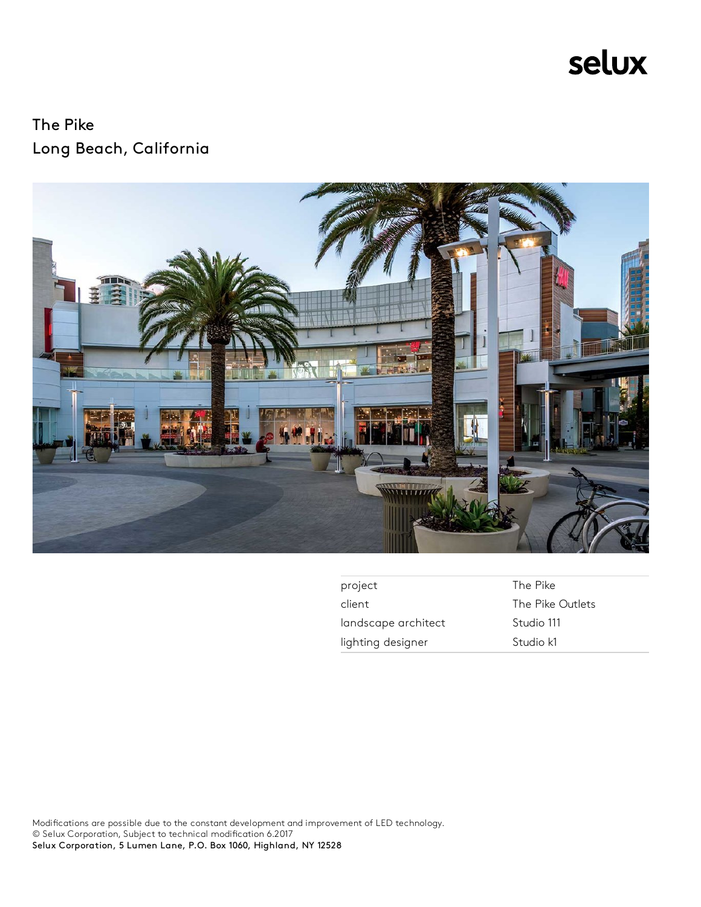selux

# The Pike
## Long Beach, California

| | |
|---|---|
| project | The Pike |
| client | The Pike Outlets |
| landscape architect | Studio 111 |
| lighting designer | Studio k1 |

Modifications are possible due to the constant development and improvement of LED technology.
© Selux Corporation, Subject to technical modification 6.2017
**Selux Corporation, 5 Lumen Lane, P.O. Box 1060, Highland, NY 12528**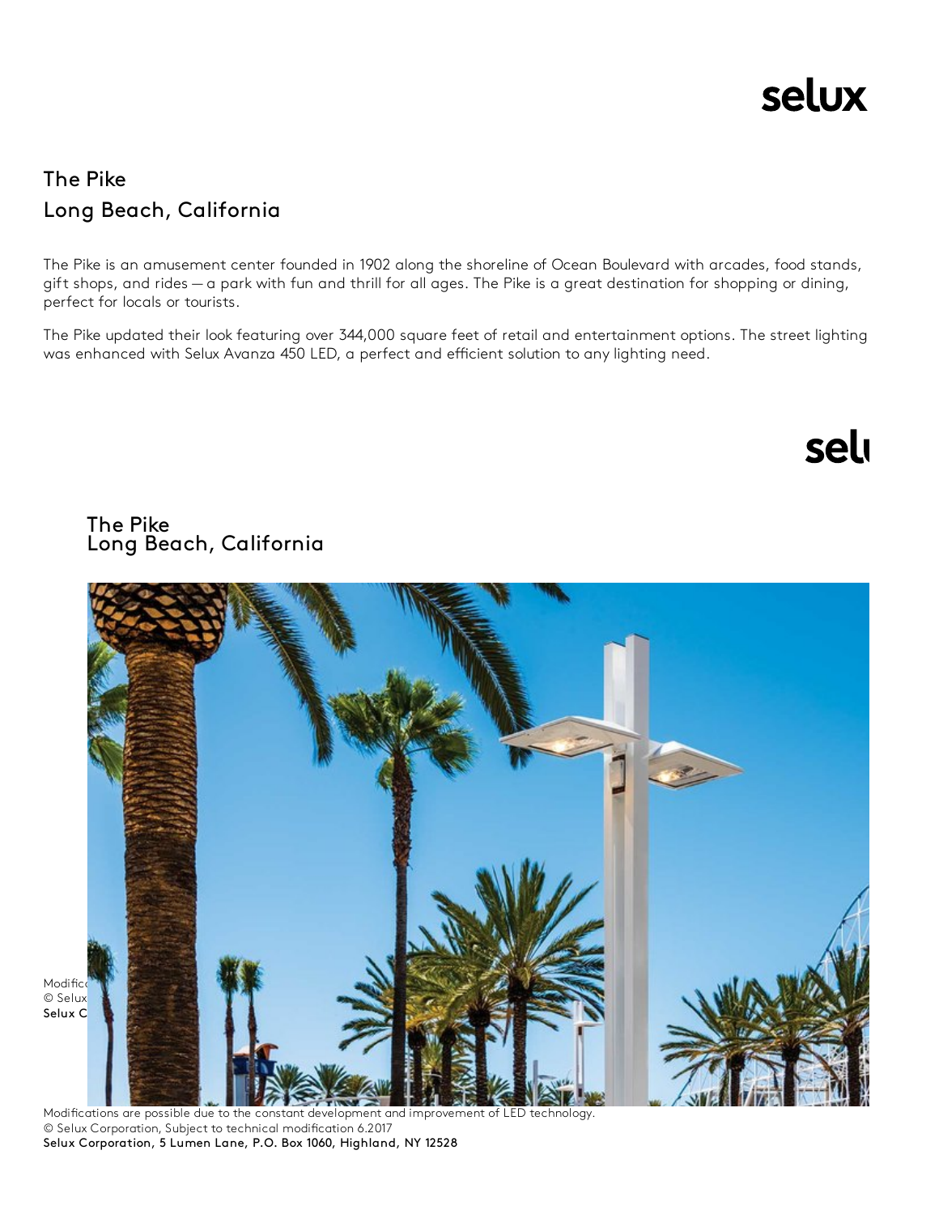# The Pike
## Long Beach, California

The Pike is an amusement center founded in 1902 along the shoreline of Ocean Boulevard with arcades, food stands, gift shops, and rides — a park with fun and thrill for all ages. The Pike is a great destination for shopping or dining, perfect for locals or tourists.

The Pike updated their look featuring over 344,000 square feet of retail and entertainment options. The street lighting was enhanced with Selux Avanza 450 LED, a perfect and efficient solution to any lighting need.

## The Pike
## Long Beach, California

Modifications are possible due to the constant development and improvement of LED technology.
© Selux Corporation, Subject to technical modification 6.2017
**Selux Corporation, 5 Lumen Lane, P.O. Box 1060, Highland, NY 12528**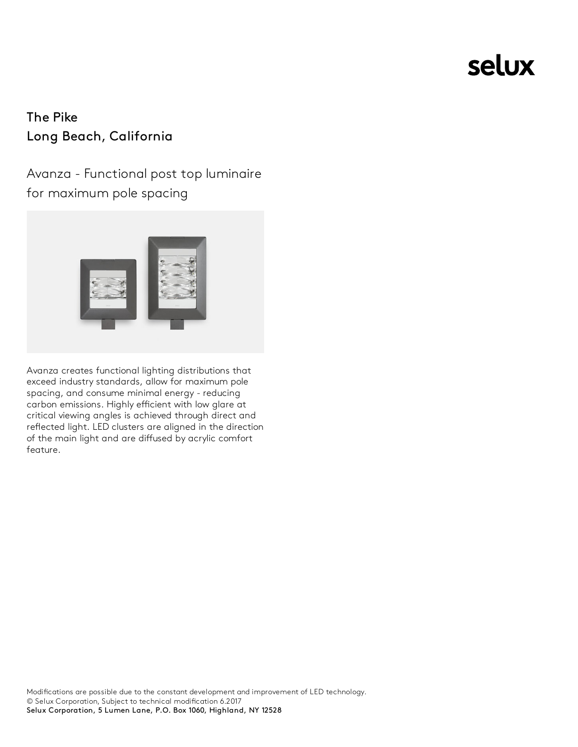selux

## The Pike
## Long Beach, California

### Avanza - Functional post top luminaire for maximum pole spacing

Avanza creates functional lighting distributions that exceed industry standards, allow for maximum pole spacing, and consume minimal energy - reducing carbon emissions. Highly efficient with low glare at critical viewing angles is achieved through direct and reflected light. LED clusters are aligned in the direction of the main light and are diffused by acrylic comfort feature.

Modifications are possible due to the constant development and improvement of LED technology.
© Selux Corporation, Subject to technical modification 6.2017
**Selux Corporation, 5 Lumen Lane, P.O. Box 1060, Highland, NY 12528**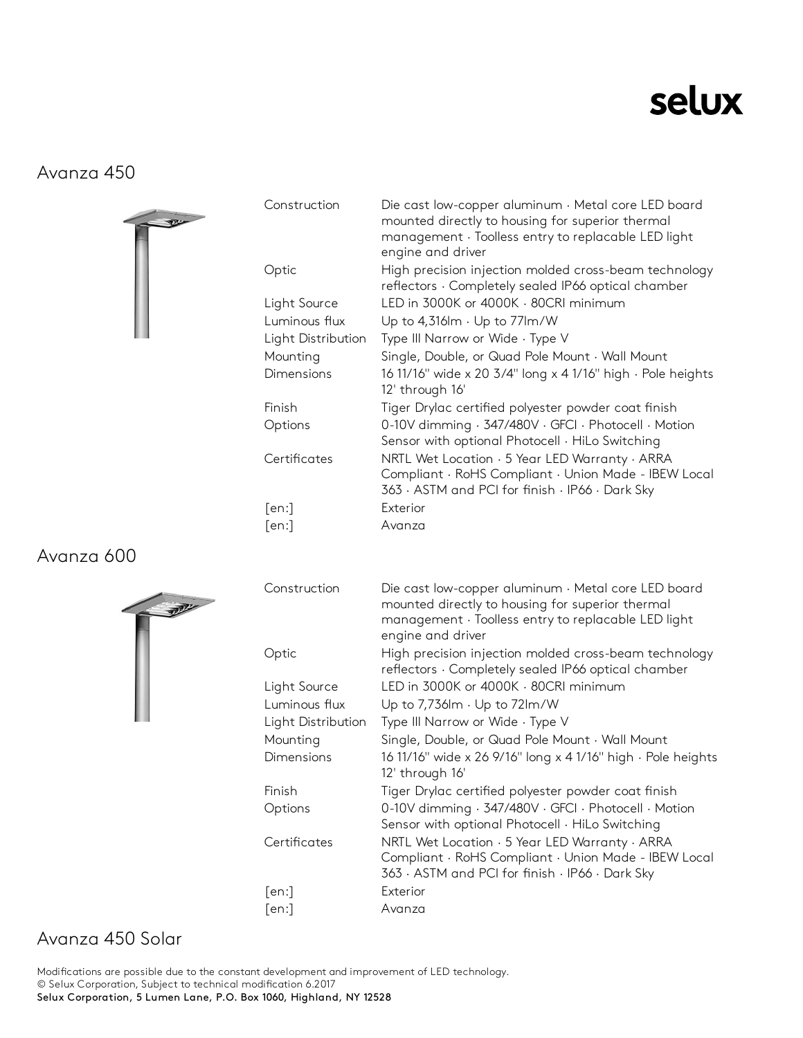selux

## Avanza 450

| | |
|---|---|
| Construction | Die cast low-copper aluminum · Metal core LED board mounted directly to housing for superior thermal management · Toolless entry to replacable LED light engine and driver |
| Optic | High precision injection molded cross-beam technology reflectors · Completely sealed IP66 optical chamber |
| Light Source | LED in 3000K or 4000K · 80CRI minimum |
| Luminous flux | Up to 4,316lm · Up to 77lm/W |
| Light Distribution | Type III Narrow or Wide · Type V |
| Mounting | Single, Double, or Quad Pole Mount · Wall Mount |
| Dimensions | 16 11/16" wide x 20 3/4" long x 4 1/16" high · Pole heights 12' through 16' |
| Finish | Tiger Drylac certified polyester powder coat finish |
| Options | 0-10V dimming · 347/480V · GFCI · Photocell · Motion Sensor with optional Photocell · HiLo Switching |
| Certificates | NRTL Wet Location · 5 Year LED Warranty · ARRA Compliant · RoHS Compliant · Union Made - IBEW Local 363 · ASTM and PCI for finish · IP66 · Dark Sky |
| [en:] | Exterior |
| [en:] | Avanza |

## Avanza 600

| | |
|---|---|
| Construction | Die cast low-copper aluminum · Metal core LED board mounted directly to housing for superior thermal management · Toolless entry to replacable LED light engine and driver |
| Optic | High precision injection molded cross-beam technology reflectors · Completely sealed IP66 optical chamber |
| Light Source | LED in 3000K or 4000K · 80CRI minimum |
| Luminous flux | Up to 7,736lm · Up to 72lm/W |
| Light Distribution | Type III Narrow or Wide · Type V |
| Mounting | Single, Double, or Quad Pole Mount · Wall Mount |
| Dimensions | 16 11/16" wide x 26 9/16" long x 4 1/16" high · Pole heights 12' through 16' |
| Finish | Tiger Drylac certified polyester powder coat finish |
| Options | 0-10V dimming · 347/480V · GFCI · Photocell · Motion Sensor with optional Photocell · HiLo Switching |
| Certificates | NRTL Wet Location · 5 Year LED Warranty · ARRA Compliant · RoHS Compliant · Union Made - IBEW Local 363 · ASTM and PCI for finish · IP66 · Dark Sky |
| [en:] | Exterior |
| [en:] | Avanza |

## Avanza 450 Solar

Modifications are possible due to the constant development and improvement of LED technology.
© Selux Corporation, Subject to technical modification 6.2017
**Selux Corporation, 5 Lumen Lane, P.O. Box 1060, Highland, NY 12528**